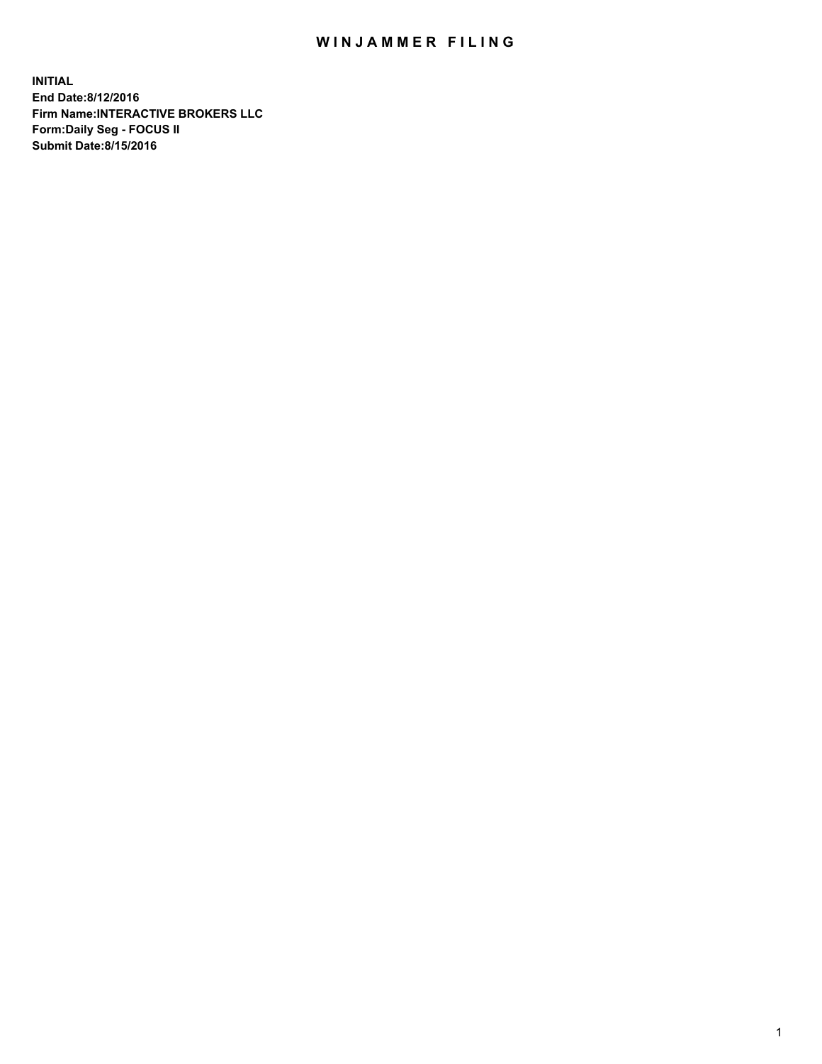# WINJAMMER FILING

**INITIAL**
**End Date:8/12/2016**
**Firm Name:INTERACTIVE BROKERS LLC**
**Form:Daily Seg - FOCUS II**
**Submit Date:8/15/2016**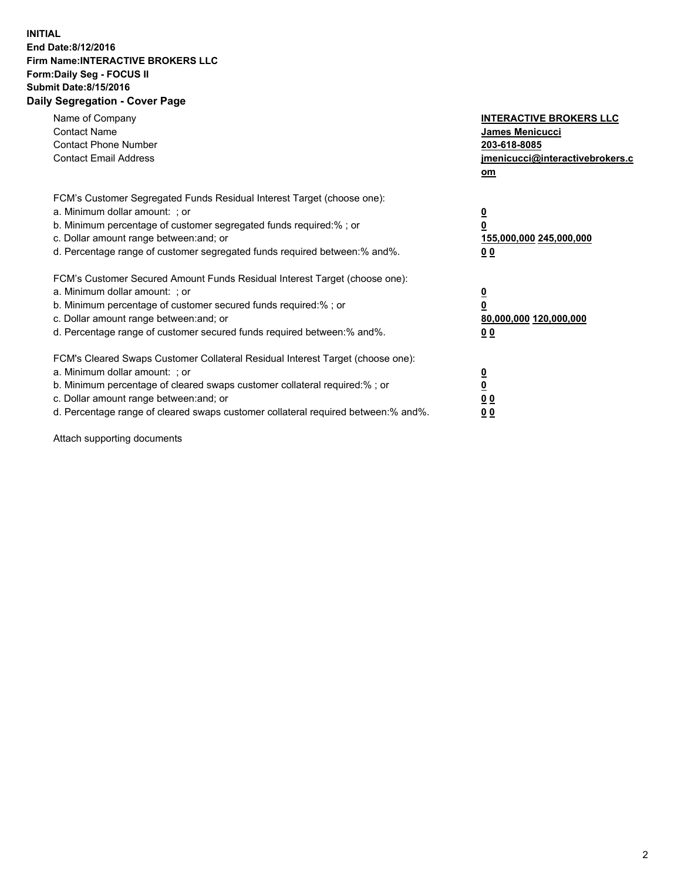**INITIAL**
**End Date:8/12/2016**
**Firm Name:INTERACTIVE BROKERS LLC**
**Form:Daily Seg - FOCUS II**
**Submit Date:8/15/2016**

## Daily Segregation - Cover Page

| | |
|---|---|
| Name of Company | **INTERACTIVE BROKERS LLC** |
| Contact Name | **James Menicucci** |
| Contact Phone Number | **203-618-8085** |
| Contact Email Address | **jmenicucci@interactivebrokers.com** |

| | |
|---|---|
| FCM's Customer Segregated Funds Residual Interest Target (choose one): | |
| a. Minimum dollar amount: ; or | **0** |
| b. Minimum percentage of customer segregated funds required:% ; or | **0** |
| c. Dollar amount range between:and; or | **155,000,000 245,000,000** |
| d. Percentage range of customer segregated funds required between:% and%. | **0 0** |

| | |
|---|---|
| FCM's Customer Secured Amount Funds Residual Interest Target (choose one): | |
| a. Minimum dollar amount: ; or | **0** |
| b. Minimum percentage of customer secured funds required:% ; or | **0** |
| c. Dollar amount range between:and; or | **80,000,000 120,000,000** |
| d. Percentage range of customer secured funds required between:% and%. | **0 0** |

| | |
|---|---|
| FCM's Cleared Swaps Customer Collateral Residual Interest Target (choose one): | |
| a. Minimum dollar amount: ; or | **0** |
| b. Minimum percentage of cleared swaps customer collateral required:% ; or | **0** |
| c. Dollar amount range between:and; or | **0 0** |
| d. Percentage range of cleared swaps customer collateral required between:% and%. | **0 0** |

Attach supporting documents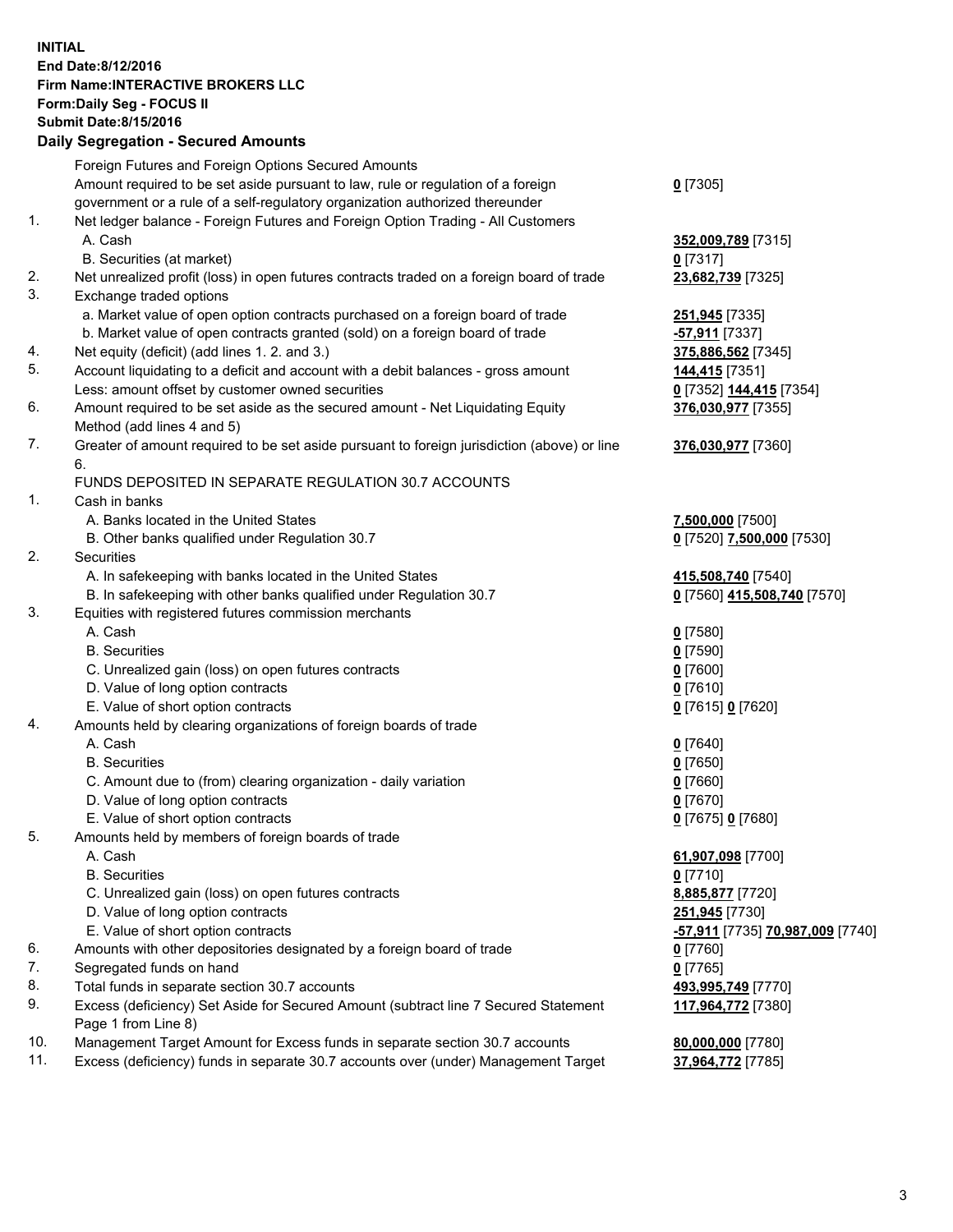**INITIAL**
**End Date:8/12/2016**
**Firm Name:INTERACTIVE BROKERS LLC**
**Form:Daily Seg - FOCUS II**
**Submit Date:8/15/2016**

## Daily Segregation - Secured Amounts

| | | |
|---|---|---|
| | Foreign Futures and Foreign Options Secured Amounts | |
| | Amount required to be set aside pursuant to law, rule or regulation of a foreign government or a rule of a self-regulatory organization authorized thereunder | 0 [7305] |
| 1. | Net ledger balance - Foreign Futures and Foreign Option Trading - All Customers | |
| | A. Cash | 352,009,789 [7315] |
| | B. Securities (at market) | 0 [7317] |
| 2. | Net unrealized profit (loss) in open futures contracts traded on a foreign board of trade | 23,682,739 [7325] |
| 3. | Exchange traded options | |
| | a. Market value of open option contracts purchased on a foreign board of trade | 251,945 [7335] |
| | b. Market value of open contracts granted (sold) on a foreign board of trade | -57,911 [7337] |
| 4. | Net equity (deficit) (add lines 1. 2. and 3.) | 375,886,562 [7345] |
| 5. | Account liquidating to a deficit and account with a debit balances - gross amount | 144,415 [7351] |
| | Less: amount offset by customer owned securities | 0 [7352] 144,415 [7354] |
| 6. | Amount required to be set aside as the secured amount - Net Liquidating Equity Method (add lines 4 and 5) | 376,030,977 [7355] |
| 7. | Greater of amount required to be set aside pursuant to foreign jurisdiction (above) or line 6. | 376,030,977 [7360] |
| | FUNDS DEPOSITED IN SEPARATE REGULATION 30.7 ACCOUNTS | |
| 1. | Cash in banks | |
| | A. Banks located in the United States | 7,500,000 [7500] |
| | B. Other banks qualified under Regulation 30.7 | 0 [7520] 7,500,000 [7530] |
| 2. | Securities | |
| | A. In safekeeping with banks located in the United States | 415,508,740 [7540] |
| | B. In safekeeping with other banks qualified under Regulation 30.7 | 0 [7560] 415,508,740 [7570] |
| 3. | Equities with registered futures commission merchants | |
| | A. Cash | 0 [7580] |
| | B. Securities | 0 [7590] |
| | C. Unrealized gain (loss) on open futures contracts | 0 [7600] |
| | D. Value of long option contracts | 0 [7610] |
| | E. Value of short option contracts | 0 [7615] 0 [7620] |
| 4. | Amounts held by clearing organizations of foreign boards of trade | |
| | A. Cash | 0 [7640] |
| | B. Securities | 0 [7650] |
| | C. Amount due to (from) clearing organization - daily variation | 0 [7660] |
| | D. Value of long option contracts | 0 [7670] |
| | E. Value of short option contracts | 0 [7675] 0 [7680] |
| 5. | Amounts held by members of foreign boards of trade | |
| | A. Cash | 61,907,098 [7700] |
| | B. Securities | 0 [7710] |
| | C. Unrealized gain (loss) on open futures contracts | 8,885,877 [7720] |
| | D. Value of long option contracts | 251,945 [7730] |
| | E. Value of short option contracts | -57,911 [7735] 70,987,009 [7740] |
| 6. | Amounts with other depositories designated by a foreign board of trade | 0 [7760] |
| 7. | Segregated funds on hand | 0 [7765] |
| 8. | Total funds in separate section 30.7 accounts | 493,995,749 [7770] |
| 9. | Excess (deficiency) Set Aside for Secured Amount (subtract line 7 Secured Statement Page 1 from Line 8) | 117,964,772 [7380] |
| 10. | Management Target Amount for Excess funds in separate section 30.7 accounts | 80,000,000 [7780] |
| 11. | Excess (deficiency) funds in separate 30.7 accounts over (under) Management Target | 37,964,772 [7785] |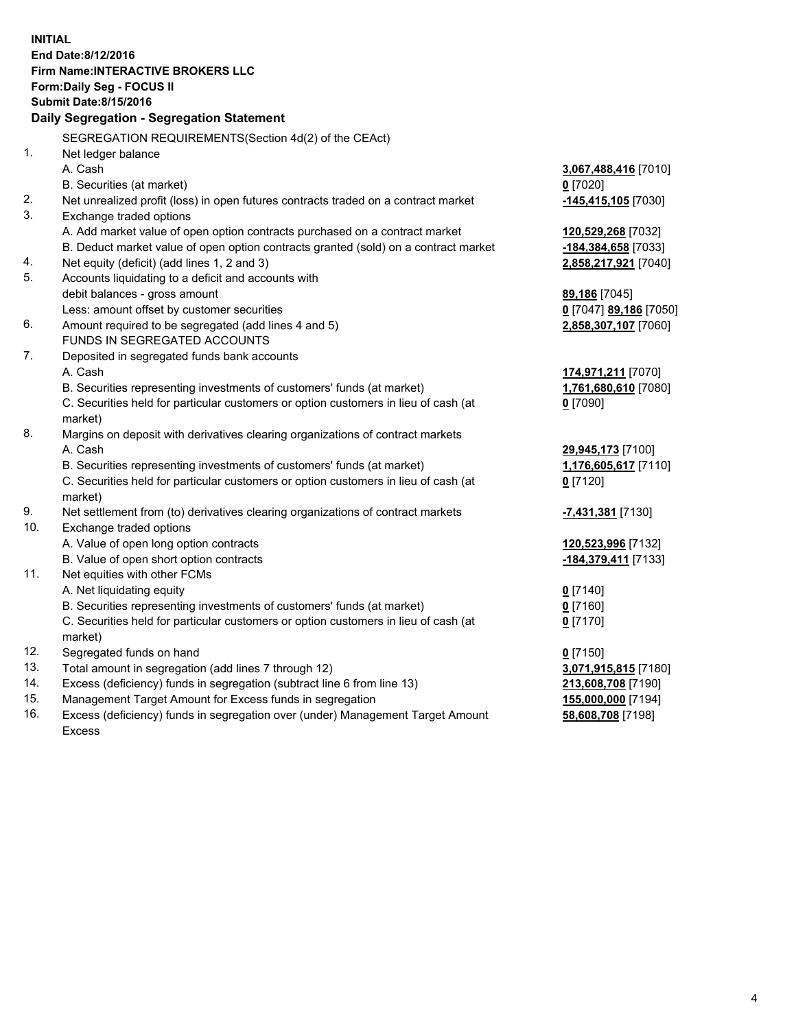**INITIAL**
**End Date:8/12/2016**
**Firm Name:INTERACTIVE BROKERS LLC**
**Form:Daily Seg - FOCUS II**
**Submit Date:8/15/2016**

**Daily Segregation - Segregation Statement**

| | | |
|---|---|---|
| | SEGREGATION REQUIREMENTS(Section 4d(2) of the CEAct) | |
| 1. | Net ledger balance | |
| | A. Cash | **3,067,488,416** [7010] |
| | B. Securities (at market) | **0** [7020] |
| 2. | Net unrealized profit (loss) in open futures contracts traded on a contract market | **-145,415,105** [7030] |
| 3. | Exchange traded options | |
| | A. Add market value of open option contracts purchased on a contract market | **120,529,268** [7032] |
| | B. Deduct market value of open option contracts granted (sold) on a contract market | **-184,384,658** [7033] |
| 4. | Net equity (deficit) (add lines 1, 2 and 3) | **2,858,217,921** [7040] |
| 5. | Accounts liquidating to a deficit and accounts with debit balances - gross amount | **89,186** [7045] |
| | Less: amount offset by customer securities | **0** [7047] **89,186** [7050] |
| 6. | Amount required to be segregated (add lines 4 and 5) | **2,858,307,107** [7060] |
| | FUNDS IN SEGREGATED ACCOUNTS | |
| 7. | Deposited in segregated funds bank accounts | |
| | A. Cash | **174,971,211** [7070] |
| | B. Securities representing investments of customers' funds (at market) | **1,761,680,610** [7080] |
| | C. Securities held for particular customers or option customers in lieu of cash (at market) | **0** [7090] |
| 8. | Margins on deposit with derivatives clearing organizations of contract markets | |
| | A. Cash | **29,945,173** [7100] |
| | B. Securities representing investments of customers' funds (at market) | **1,176,605,617** [7110] |
| | C. Securities held for particular customers or option customers in lieu of cash (at market) | **0** [7120] |
| 9. | Net settlement from (to) derivatives clearing organizations of contract markets | **-7,431,381** [7130] |
| 10. | Exchange traded options | |
| | A. Value of open long option contracts | **120,523,996** [7132] |
| | B. Value of open short option contracts | **-184,379,411** [7133] |
| 11. | Net equities with other FCMs | |
| | A. Net liquidating equity | **0** [7140] |
| | B. Securities representing investments of customers' funds (at market) | **0** [7160] |
| | C. Securities held for particular customers or option customers in lieu of cash (at market) | **0** [7170] |
| 12. | Segregated funds on hand | **0** [7150] |
| 13. | Total amount in segregation (add lines 7 through 12) | **3,071,915,815** [7180] |
| 14. | Excess (deficiency) funds in segregation (subtract line 6 from line 13) | **213,608,708** [7190] |
| 15. | Management Target Amount for Excess funds in segregation | **155,000,000** [7194] |
| 16. | Excess (deficiency) funds in segregation over (under) Management Target Amount Excess | **58,608,708** [7198] |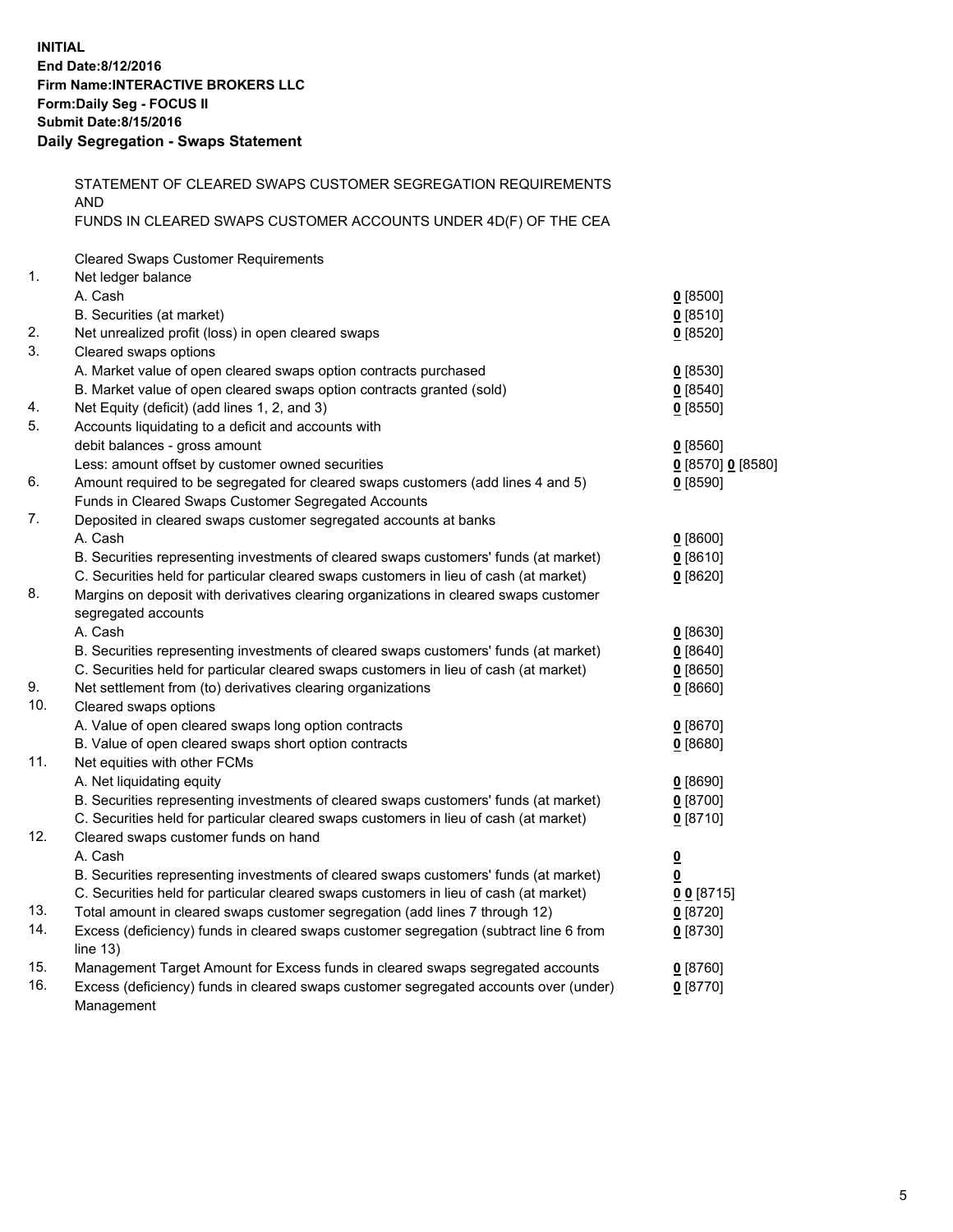**INITIAL**
**End Date:8/12/2016**
**Firm Name:INTERACTIVE BROKERS LLC**
**Form:Daily Seg - FOCUS II**
**Submit Date:8/15/2016**
**Daily Segregation - Swaps Statement**

STATEMENT OF CLEARED SWAPS CUSTOMER SEGREGATION REQUIREMENTS AND FUNDS IN CLEARED SWAPS CUSTOMER ACCOUNTS UNDER 4D(F) OF THE CEA

| | | |
|---|---|---|
| | Cleared Swaps Customer Requirements | |
| 1. | Net ledger balance | |
| | A. Cash | 0 [8500] |
| | B. Securities (at market) | 0 [8510] |
| 2. | Net unrealized profit (loss) in open cleared swaps | 0 [8520] |
| 3. | Cleared swaps options | |
| | A. Market value of open cleared swaps option contracts purchased | 0 [8530] |
| | B. Market value of open cleared swaps option contracts granted (sold) | 0 [8540] |
| 4. | Net Equity (deficit) (add lines 1, 2, and 3) | 0 [8550] |
| 5. | Accounts liquidating to a deficit and accounts with debit balances - gross amount | 0 [8560] |
| | Less: amount offset by customer owned securities | 0 [8570] 0 [8580] |
| 6. | Amount required to be segregated for cleared swaps customers (add lines 4 and 5) | 0 [8590] |
| | Funds in Cleared Swaps Customer Segregated Accounts | |
| 7. | Deposited in cleared swaps customer segregated accounts at banks | |
| | A. Cash | 0 [8600] |
| | B. Securities representing investments of cleared swaps customers' funds (at market) | 0 [8610] |
| | C. Securities held for particular cleared swaps customers in lieu of cash (at market) | 0 [8620] |
| 8. | Margins on deposit with derivatives clearing organizations in cleared swaps customer segregated accounts | |
| | A. Cash | 0 [8630] |
| | B. Securities representing investments of cleared swaps customers' funds (at market) | 0 [8640] |
| | C. Securities held for particular cleared swaps customers in lieu of cash (at market) | 0 [8650] |
| 9. | Net settlement from (to) derivatives clearing organizations | 0 [8660] |
| 10. | Cleared swaps options | |
| | A. Value of open cleared swaps long option contracts | 0 [8670] |
| | B. Value of open cleared swaps short option contracts | 0 [8680] |
| 11. | Net equities with other FCMs | |
| | A. Net liquidating equity | 0 [8690] |
| | B. Securities representing investments of cleared swaps customers' funds (at market) | 0 [8700] |
| | C. Securities held for particular cleared swaps customers in lieu of cash (at market) | 0 [8710] |
| 12. | Cleared swaps customer funds on hand | |
| | A. Cash | 0 |
| | B. Securities representing investments of cleared swaps customers' funds (at market) | 0 |
| | C. Securities held for particular cleared swaps customers in lieu of cash (at market) | 0 0 [8715] |
| 13. | Total amount in cleared swaps customer segregation (add lines 7 through 12) | 0 [8720] |
| 14. | Excess (deficiency) funds in cleared swaps customer segregation (subtract line 6 from line 13) | 0 [8730] |
| 15. | Management Target Amount for Excess funds in cleared swaps segregated accounts | 0 [8760] |
| 16. | Excess (deficiency) funds in cleared swaps customer segregated accounts over (under) Management | 0 [8770] |